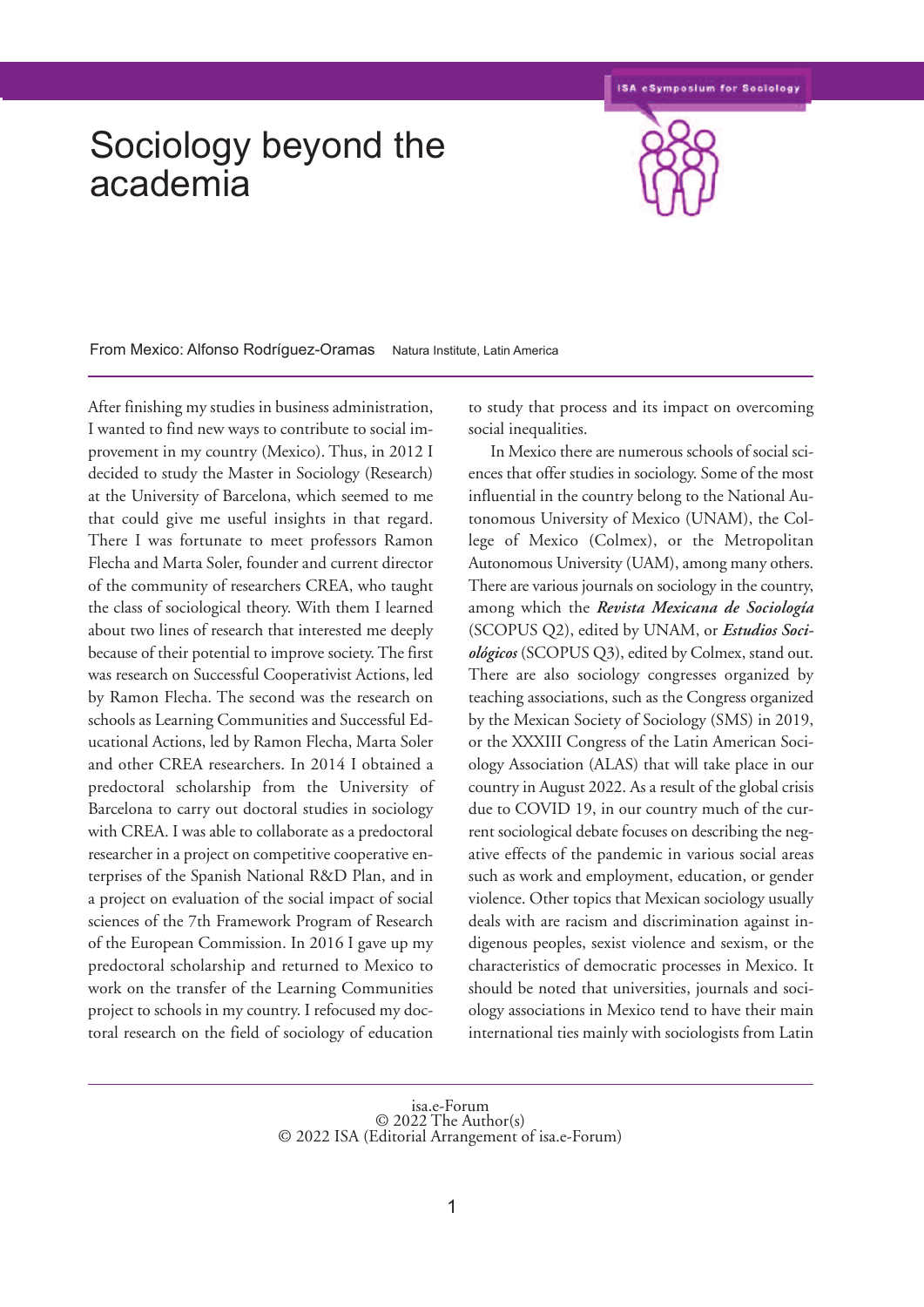# Sociology beyond the academia

From Mexico: Alfonso Rodríguez-Oramas Natura Institute, Latin America

After finishing my studies in business administration, I wanted to find new ways to contribute to social improvement in my country (Mexico). Thus, in 2012 I decided to study the Master in Sociology (Research) at the University of Barcelona, which seemed to me that could give me useful insights in that regard. There I was fortunate to meet professors Ramon Flecha and Marta Soler, founder and current director of the community of researchers CREA, who taught the class of sociological theory. With them I learned about two lines of research that interested me deeply because of their potential to improve society. The first was research on Successful Cooperativist Actions, led by Ramon Flecha. The second was the research on schools as Learning Communities and Successful Educational Actions, led by Ramon Flecha, Marta Soler and other CREA researchers. In 2014 I obtained a predoctoral scholarship from the University of Barcelona to carry out doctoral studies in sociology with CREA. I was able to collaborate as a predoctoral researcher in a project on competitive cooperative enterprises of the Spanish National R&D Plan, and in a project on evaluation of the social impact of social sciences of the 7th Framework Program of Research of the European Commission. In 2016 I gave up my predoctoral scholarship and returned to Mexico to work on the transfer of the Learning Communities project to schools in my country. I refocused my doctoral research on the field of sociology of education to study that process and its impact on overcoming social inequalities.

In Mexico there are numerous schools of social sciences that offer studies in sociology. Some of the most influential in the country belong to the National Autonomous University of Mexico (UNAM), the College of Mexico (Colmex), or the Metropolitan Autonomous University (UAM), among many others. There are various journals on sociology in the country, among which the ***Revista Mexicana de Sociología*** (SCOPUS Q2), edited by UNAM, or ***Estudios Sociológicos*** (SCOPUS Q3), edited by Colmex, stand out. There are also sociology congresses organized by teaching associations, such as the Congress organized by the Mexican Society of Sociology (SMS) in 2019, or the XXXIII Congress of the Latin American Sociology Association (ALAS) that will take place in our country in August 2022. As a result of the global crisis due to COVID 19, in our country much of the current sociological debate focuses on describing the negative effects of the pandemic in various social areas such as work and employment, education, or gender violence. Other topics that Mexican sociology usually deals with are racism and discrimination against indigenous peoples, sexist violence and sexism, or the characteristics of democratic processes in Mexico. It should be noted that universities, journals and sociology associations in Mexico tend to have their main international ties mainly with sociologists from Latin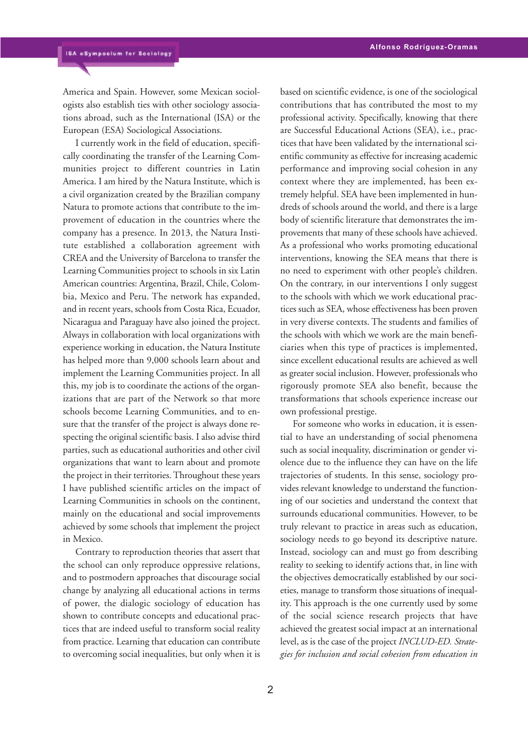America and Spain. However, some Mexican sociologists also establish ties with other sociology associations abroad, such as the International (ISA) or the European (ESA) Sociological Associations.

I currently work in the field of education, specifically coordinating the transfer of the Learning Communities project to different countries in Latin America. I am hired by the Natura Institute, which is a civil organization created by the Brazilian company Natura to promote actions that contribute to the improvement of education in the countries where the company has a presence. In 2013, the Natura Institute established a collaboration agreement with CREA and the University of Barcelona to transfer the Learning Communities project to schools in six Latin American countries: Argentina, Brazil, Chile, Colombia, Mexico and Peru. The network has expanded, and in recent years, schools from Costa Rica, Ecuador, Nicaragua and Paraguay have also joined the project. Always in collaboration with local organizations with experience working in education, the Natura Institute has helped more than 9,000 schools learn about and implement the Learning Communities project. In all this, my job is to coordinate the actions of the organizations that are part of the Network so that more schools become Learning Communities, and to ensure that the transfer of the project is always done respecting the original scientific basis. I also advise third parties, such as educational authorities and other civil organizations that want to learn about and promote the project in their territories. Throughout these years I have published scientific articles on the impact of Learning Communities in schools on the continent, mainly on the educational and social improvements achieved by some schools that implement the project in Mexico.

Contrary to reproduction theories that assert that the school can only reproduce oppressive relations, and to postmodern approaches that discourage social change by analyzing all educational actions in terms of power, the dialogic sociology of education has shown to contribute concepts and educational practices that are indeed useful to transform social reality from practice. Learning that education can contribute to overcoming social inequalities, but only when it is based on scientific evidence, is one of the sociological contributions that has contributed the most to my professional activity. Specifically, knowing that there are Successful Educational Actions (SEA), i.e., practices that have been validated by the international scientific community as effective for increasing academic performance and improving social cohesion in any context where they are implemented, has been extremely helpful. SEA have been implemented in hundreds of schools around the world, and there is a large body of scientific literature that demonstrates the improvements that many of these schools have achieved. As a professional who works promoting educational interventions, knowing the SEA means that there is no need to experiment with other people's children. On the contrary, in our interventions I only suggest to the schools with which we work educational practices such as SEA, whose effectiveness has been proven in very diverse contexts. The students and families of the schools with which we work are the main beneficiaries when this type of practices is implemented, since excellent educational results are achieved as well as greater social inclusion. However, professionals who rigorously promote SEA also benefit, because the transformations that schools experience increase our own professional prestige.

For someone who works in education, it is essential to have an understanding of social phenomena such as social inequality, discrimination or gender violence due to the influence they can have on the life trajectories of students. In this sense, sociology provides relevant knowledge to understand the functioning of our societies and understand the context that surrounds educational communities. However, to be truly relevant to practice in areas such as education, sociology needs to go beyond its descriptive nature. Instead, sociology can and must go from describing reality to seeking to identify actions that, in line with the objectives democratically established by our societies, manage to transform those situations of inequality. This approach is the one currently used by some of the social science research projects that have achieved the greatest social impact at an international level, as is the case of the project *INCLUD-ED. Strategies for inclusion and social cohesion from education in*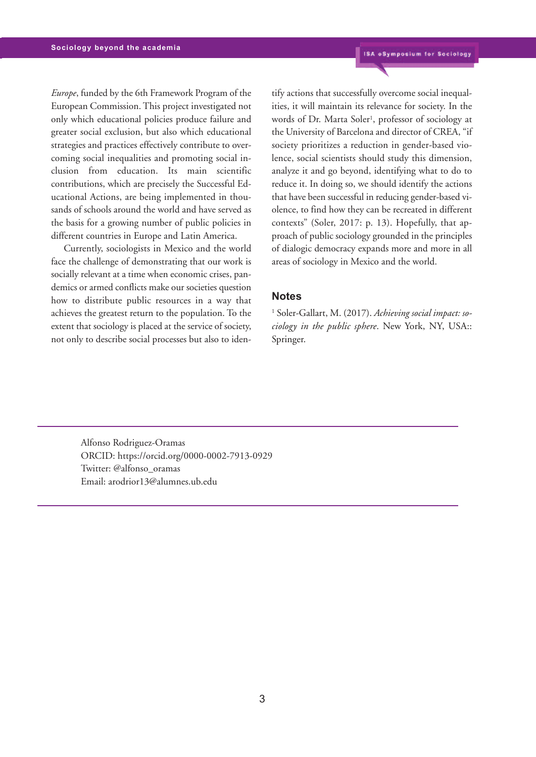*Europe*, funded by the 6th Framework Program of the European Commission. This project investigated not only which educational policies produce failure and greater social exclusion, but also which educational strategies and practices effectively contribute to overcoming social inequalities and promoting social inclusion from education. Its main scientific contributions, which are precisely the Successful Educational Actions, are being implemented in thousands of schools around the world and have served as the basis for a growing number of public policies in different countries in Europe and Latin America.

Currently, sociologists in Mexico and the world face the challenge of demonstrating that our work is socially relevant at a time when economic crises, pandemics or armed conflicts make our societies question how to distribute public resources in a way that achieves the greatest return to the population. To the extent that sociology is placed at the service of society, not only to describe social processes but also to identify actions that successfully overcome social inequalities, it will maintain its relevance for society. In the words of Dr. Marta Soler[1], professor of sociology at the University of Barcelona and director of CREA, "if society prioritizes a reduction in gender-based violence, social scientists should study this dimension, analyze it and go beyond, identifying what to do to reduce it. In doing so, we should identify the actions that have been successful in reducing gender-based violence, to find how they can be recreated in different contexts" (Soler, 2017: p. 13). Hopefully, that approach of public sociology grounded in the principles of dialogic democracy expands more and more in all areas of sociology in Mexico and the world.

## Notes

[1] Soler-Gallart, M. (2017). *Achieving social impact: sociology in the public sphere*. New York, NY, USA:: Springer.

---

Alfonso Rodriguez-Oramas
ORCID: https://orcid.org/0000-0002-7913-0929
Twitter: @alfonso_oramas
Email: arodrior13@alumnes.ub.edu